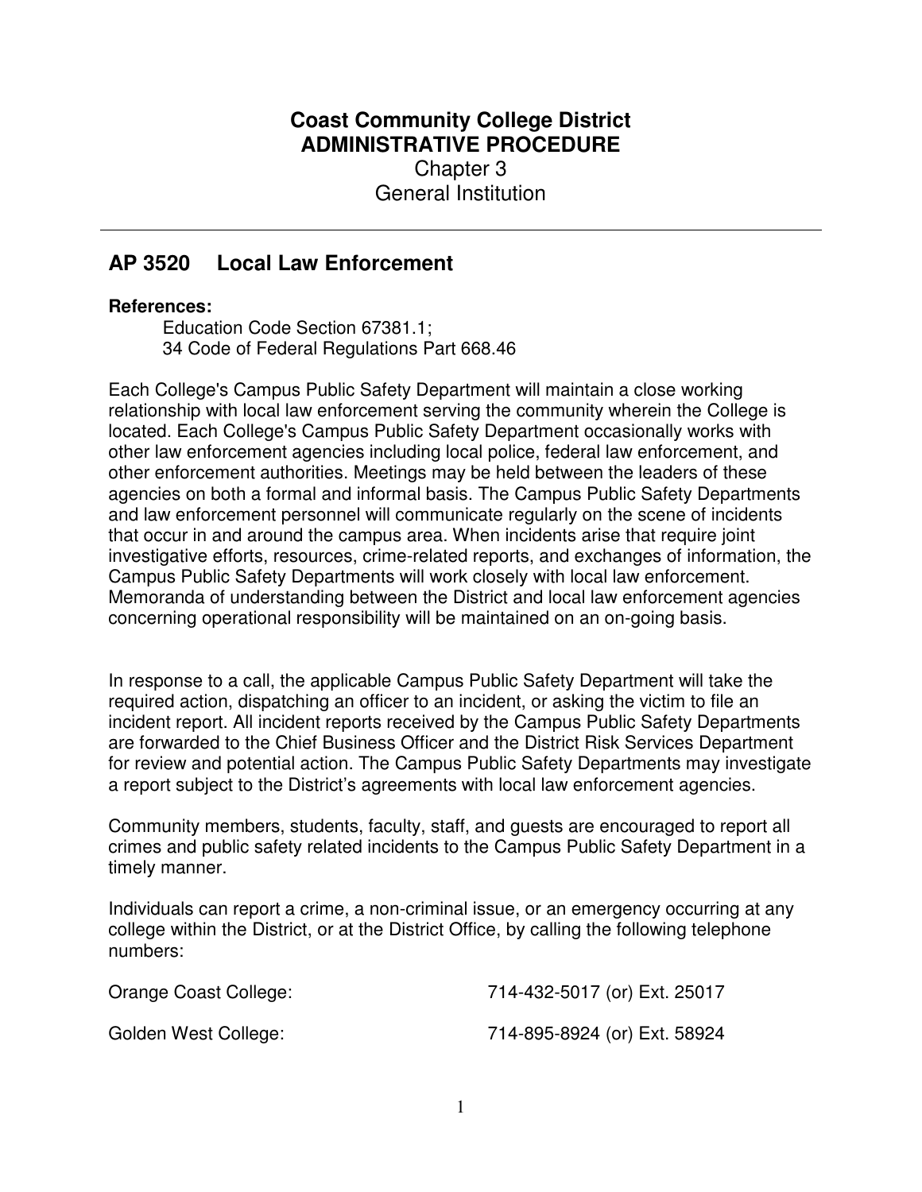**Coast Community College District**
**ADMINISTRATIVE PROCEDURE**
Chapter 3
General Institution

---

## AP 3520 Local Law Enforcement

**References:**

Education Code Section 67381.1;
34 Code of Federal Regulations Part 668.46

Each College's Campus Public Safety Department will maintain a close working relationship with local law enforcement serving the community wherein the College is located. Each College's Campus Public Safety Department occasionally works with other law enforcement agencies including local police, federal law enforcement, and other enforcement authorities. Meetings may be held between the leaders of these agencies on both a formal and informal basis. The Campus Public Safety Departments and law enforcement personnel will communicate regularly on the scene of incidents that occur in and around the campus area. When incidents arise that require joint investigative efforts, resources, crime-related reports, and exchanges of information, the Campus Public Safety Departments will work closely with local law enforcement. Memoranda of understanding between the District and local law enforcement agencies concerning operational responsibility will be maintained on an on-going basis.

In response to a call, the applicable Campus Public Safety Department will take the required action, dispatching an officer to an incident, or asking the victim to file an incident report. All incident reports received by the Campus Public Safety Departments are forwarded to the Chief Business Officer and the District Risk Services Department for review and potential action. The Campus Public Safety Departments may investigate a report subject to the District's agreements with local law enforcement agencies.

Community members, students, faculty, staff, and guests are encouraged to report all crimes and public safety related incidents to the Campus Public Safety Department in a timely manner.

Individuals can report a crime, a non-criminal issue, or an emergency occurring at any college within the District, or at the District Office, by calling the following telephone numbers:

Orange Coast College: 714-432-5017 (or) Ext. 25017

Golden West College: 714-895-8924 (or) Ext. 58924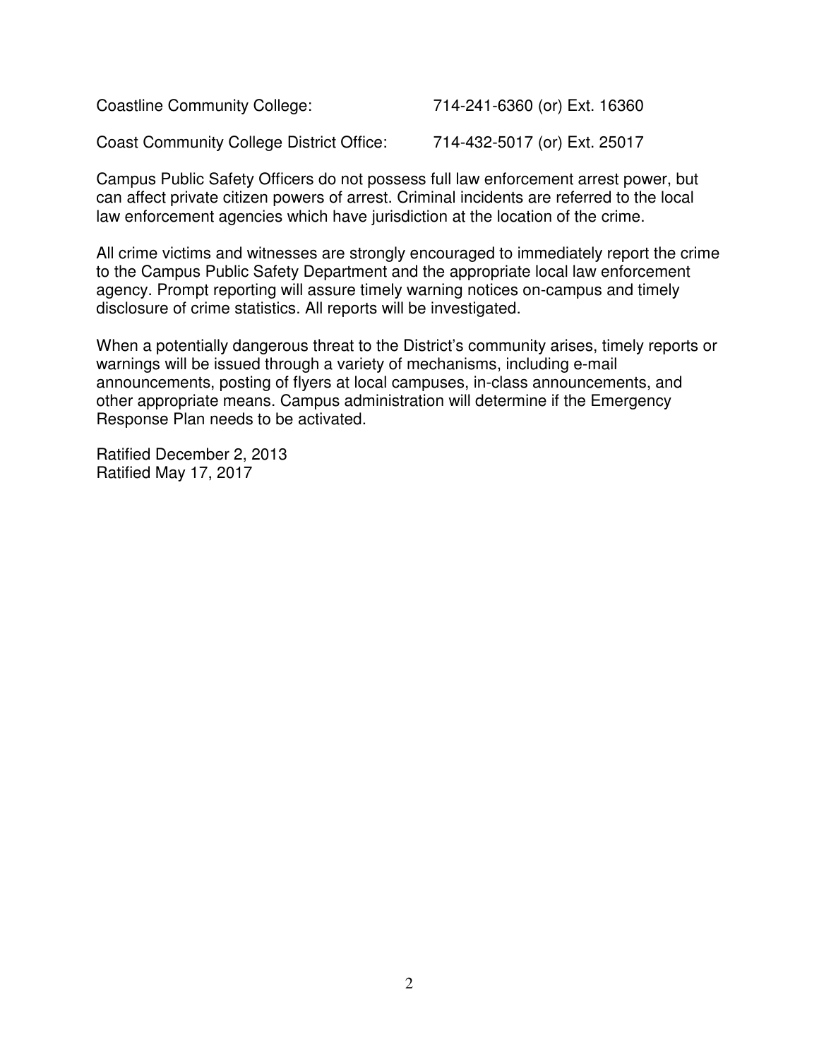| | |
|---|---|
| Coastline Community College: | 714-241-6360 (or) Ext. 16360 |
| Coast Community College District Office: | 714-432-5017 (or) Ext. 25017 |

Campus Public Safety Officers do not possess full law enforcement arrest power, but can affect private citizen powers of arrest. Criminal incidents are referred to the local law enforcement agencies which have jurisdiction at the location of the crime.

All crime victims and witnesses are strongly encouraged to immediately report the crime to the Campus Public Safety Department and the appropriate local law enforcement agency. Prompt reporting will assure timely warning notices on-campus and timely disclosure of crime statistics. All reports will be investigated.

When a potentially dangerous threat to the District's community arises, timely reports or warnings will be issued through a variety of mechanisms, including e-mail announcements, posting of flyers at local campuses, in-class announcements, and other appropriate means. Campus administration will determine if the Emergency Response Plan needs to be activated.

Ratified December 2, 2013
Ratified May 17, 2017